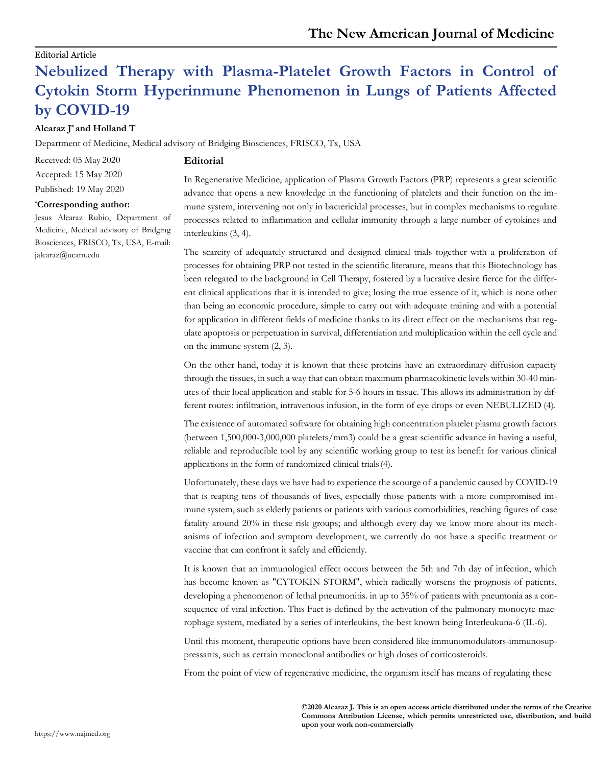Editorial Article

# Nebulized Therapy with Plasma-Platelet Growth Factors in Control of Cytokin Storm Hyperinmune Phenomenon in Lungs of Patients Affected by COVID-19

**Alcaraz J[*] and Holland T**

Department of Medicine, Medical advisory of Bridging Biosciences, FRISCO, Tx, USA

Received: 05 May 2020

Accepted: 15 May 2020

Published: 19 May 2020

**[*]Corresponding author:**

Jesus Alcaraz Rubio, Department of Medicine, Medical advisory of Bridging Biosciences, FRISCO, Tx, USA, E-mail: jalcaraz@ucam.edu

## Editorial

In Regenerative Medicine, application of Plasma Growth Factors (PRP) represents a great scientific advance that opens a new knowledge in the functioning of platelets and their function on the immune system, intervening not only in bactericidal processes, but in complex mechanisms to regulate processes related to inflammation and cellular immunity through a large number of cytokines and interleukins (3, 4).

The scarcity of adequately structured and designed clinical trials together with a proliferation of processes for obtaining PRP not tested in the scientific literature, means that this Biotechnology has been relegated to the background in Cell Therapy, fostered by a lucrative desire fierce for the different clinical applications that it is intended to give; losing the true essence of it, which is none other than being an economic procedure, simple to carry out with adequate training and with a potential for application in different fields of medicine thanks to its direct effect on the mechanisms that regulate apoptosis or perpetuation in survival, differentiation and multiplication within the cell cycle and on the immune system (2, 3).

On the other hand, today it is known that these proteins have an extraordinary diffusion capacity through the tissues, in such a way that can obtain maximum pharmacokinetic levels within 30-40 minutes of their local application and stable for 5-6 hours in tissue. This allows its administration by different routes: infiltration, intravenous infusion, in the form of eye drops or even NEBULIZED (4).

The existence of automated software for obtaining high concentration platelet plasma growth factors (between 1,500,000-3,000,000 platelets/mm3) could be a great scientific advance in having a useful, reliable and reproducible tool by any scientific working group to test its benefit for various clinical applications in the form of randomized clinical trials (4).

Unfortunately, these days we have had to experience the scourge of a pandemic caused by COVID-19 that is reaping tens of thousands of lives, especially those patients with a more compromised immune system, such as elderly patients or patients with various comorbidities, reaching figures of case fatality around 20% in these risk groups; and although every day we know more about its mechanisms of infection and symptom development, we currently do not have a specific treatment or vaccine that can confront it safely and efficiently.

It is known that an immunological effect occurs between the 5th and 7th day of infection, which has become known as "CYTOKIN STORM", which radically worsens the prognosis of patients, developing a phenomenon of lethal pneumonitis. in up to 35% of patients with pneumonia as a consequence of viral infection. This Fact is defined by the activation of the pulmonary monocyte-macrophage system, mediated by a series of interleukins, the best known being Interleukuna-6 (IL-6).

Until this moment, therapeutic options have been considered like immunomodulators-immunosuppressants, such as certain monoclonal antibodies or high doses of corticosteroids.

From the point of view of regenerative medicine, the organism itself has means of regulating these

**©2020 Alcaraz J. This is an open access article distributed under the terms of the Creative Commons Attribution License, which permits unrestricted use, distribution, and build upon your work non-commercially**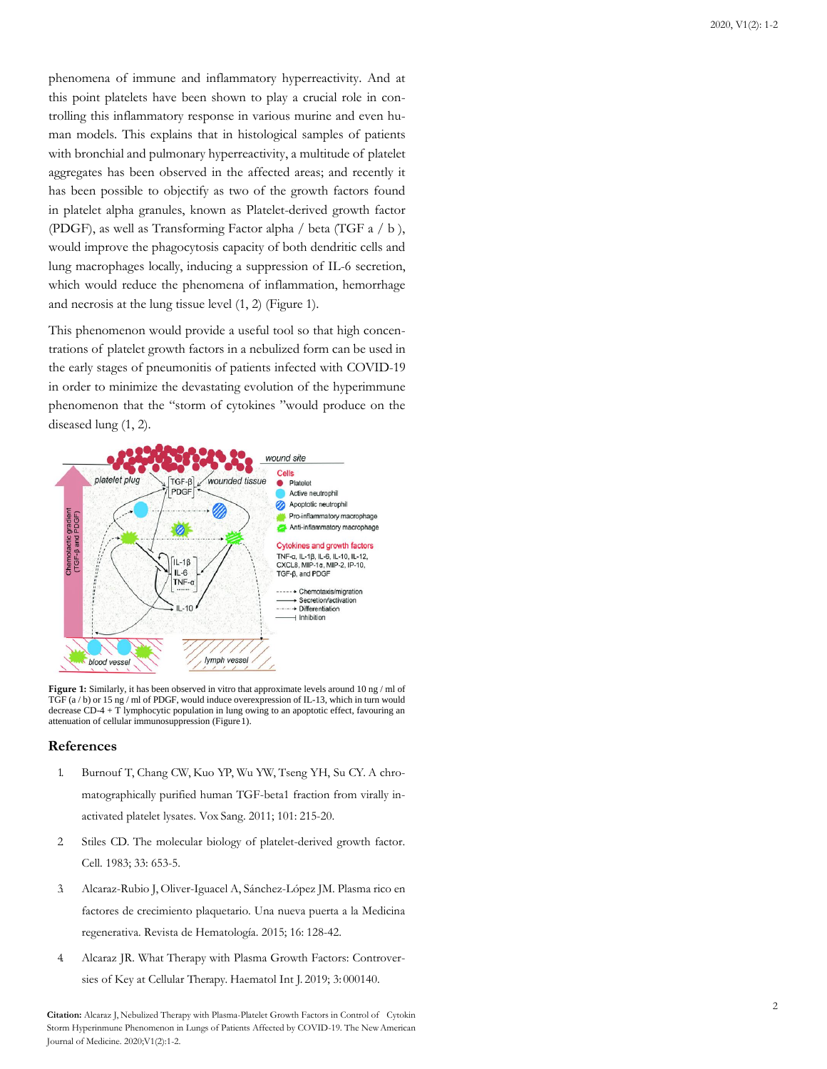phenomena of immune and inflammatory hyperreactivity. And at this point platelets have been shown to play a crucial role in controlling this inflammatory response in various murine and even human models. This explains that in histological samples of patients with bronchial and pulmonary hyperreactivity, a multitude of platelet aggregates has been observed in the affected areas; and recently it has been possible to objectify as two of the growth factors found in platelet alpha granules, known as Platelet-derived growth factor (PDGF), as well as Transforming Factor alpha / beta (TGF a / b ), would improve the phagocytosis capacity of both dendritic cells and lung macrophages locally, inducing a suppression of IL-6 secretion, which would reduce the phenomena of inflammation, hemorrhage and necrosis at the lung tissue level (1, 2) (Figure 1).

This phenomenon would provide a useful tool so that high concentrations of platelet growth factors in a nebulized form can be used in the early stages of pneumonitis of patients infected with COVID-19 in order to minimize the devastating evolution of the hyperimmune phenomenon that the "storm of cytokines "would produce on the diseased lung (1, 2).

wound site
platelet plug
TGF-β
PDGF
wounded tissue
Chemotactic gradient (TGF-β and PDGF)
IL-1β
IL-6
TNF-α
IL-10
blood vessel
lymph vessel
Cells
Platelet
Active neutrophil
Apoptotic neutrophil
Pro-inflammatory macrophage
Anti-inflammatory macrophage
Cytokines and growth factors
TNF-α, IL-1β, IL-6, IL-10, IL-12, CXCL8, MIP-1α, MIP-2, IP-10, TGF-β, and PDGF
Chemotaxis/migration
Secretion/activation
Differentiation
Inhibition

**Figure 1:** Similarly, it has been observed in vitro that approximate levels around 10 ng / ml of TGF (a / b) or 15 ng / ml of PDGF, would induce overexpression of IL-13, which in turn would decrease CD-4 + T lymphocytic population in lung owing to an apoptotic effect, favouring an attenuation of cellular immunosuppression (Figure 1).

## References

1. Burnouf T, Chang CW, Kuo YP, Wu YW, Tseng YH, Su CY. A chromatographically purified human TGF-beta1 fraction from virally inactivated platelet lysates. Vox Sang. 2011; 101: 215-20.
2. Stiles CD. The molecular biology of platelet-derived growth factor. Cell. 1983; 33: 653-5.
3. Alcaraz-Rubio J, Oliver-Iguacel A, Sánchez-López JM. Plasma rico en factores de crecimiento plaquetario. Una nueva puerta a la Medicina regenerativa. Revista de Hematología. 2015; 16: 128-42.
4. Alcaraz JR. What Therapy with Plasma Growth Factors: Controversies of Key at Cellular Therapy. Haematol Int J. 2019; 3: 000140.

**Citation:** Alcaraz J, Nebulized Therapy with Plasma-Platelet Growth Factors in Control of Cytokin Storm Hyperinmune Phenomenon in Lungs of Patients Affected by COVID-19. The New American Journal of Medicine. 2020;V1(2):1-2.